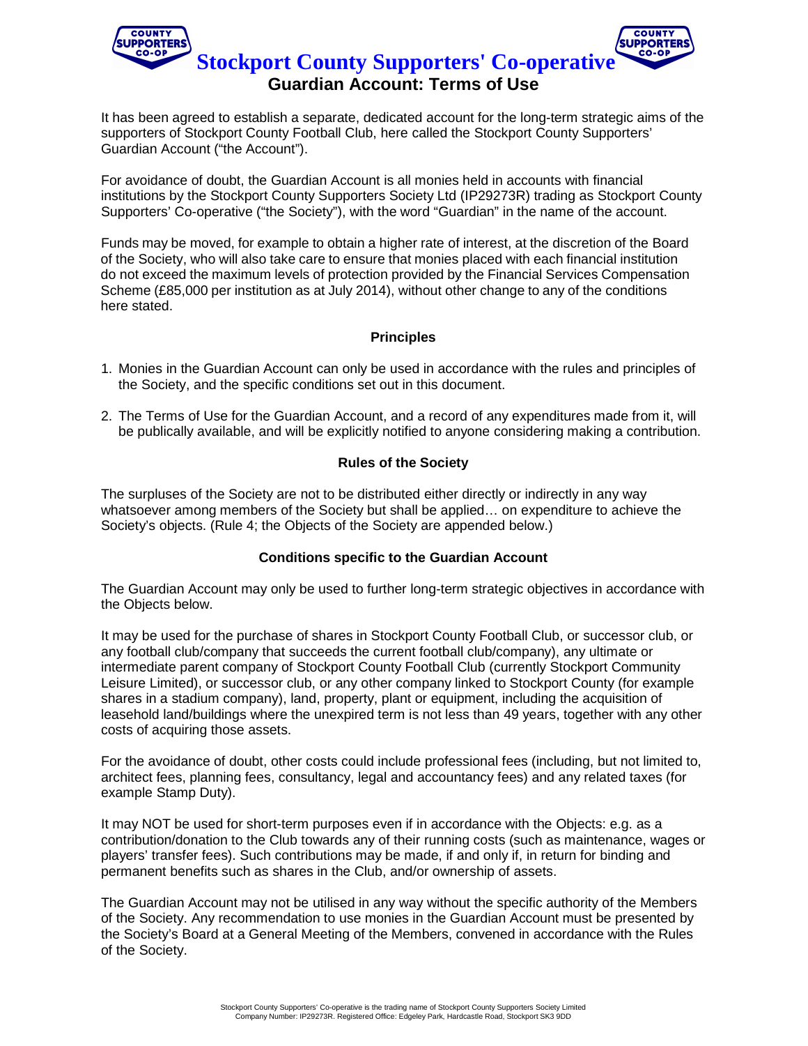# Stockport County Supporters' Co-operative

## Guardian Account: Terms of Use

It has been agreed to establish a separate, dedicated account for the long-term strategic aims of the supporters of Stockport County Football Club, here called the Stockport County Supporters' Guardian Account ("the Account").

For avoidance of doubt, the Guardian Account is all monies held in accounts with financial institutions by the Stockport County Supporters Society Ltd (IP29273R) trading as Stockport County Supporters' Co-operative ("the Society"), with the word "Guardian" in the name of the account.

Funds may be moved, for example to obtain a higher rate of interest, at the discretion of the Board of the Society, who will also take care to ensure that monies placed with each financial institution do not exceed the maximum levels of protection provided by the Financial Services Compensation Scheme (£85,000 per institution as at July 2014), without other change to any of the conditions here stated.

### Principles

1. Monies in the Guardian Account can only be used in accordance with the rules and principles of the Society, and the specific conditions set out in this document.
2. The Terms of Use for the Guardian Account, and a record of any expenditures made from it, will be publically available, and will be explicitly notified to anyone considering making a contribution.

### Rules of the Society

The surpluses of the Society are not to be distributed either directly or indirectly in any way whatsoever among members of the Society but shall be applied… on expenditure to achieve the Society's objects. (Rule 4; the Objects of the Society are appended below.)

### Conditions specific to the Guardian Account

The Guardian Account may only be used to further long-term strategic objectives in accordance with the Objects below.

It may be used for the purchase of shares in Stockport County Football Club, or successor club, or any football club/company that succeeds the current football club/company), any ultimate or intermediate parent company of Stockport County Football Club (currently Stockport Community Leisure Limited), or successor club, or any other company linked to Stockport County (for example shares in a stadium company), land, property, plant or equipment, including the acquisition of leasehold land/buildings where the unexpired term is not less than 49 years, together with any other costs of acquiring those assets.

For the avoidance of doubt, other costs could include professional fees (including, but not limited to, architect fees, planning fees, consultancy, legal and accountancy fees) and any related taxes (for example Stamp Duty).

It may NOT be used for short-term purposes even if in accordance with the Objects: e.g. as a contribution/donation to the Club towards any of their running costs (such as maintenance, wages or players' transfer fees). Such contributions may be made, if and only if, in return for binding and permanent benefits such as shares in the Club, and/or ownership of assets.

The Guardian Account may not be utilised in any way without the specific authority of the Members of the Society. Any recommendation to use monies in the Guardian Account must be presented by the Society's Board at a General Meeting of the Members, convened in accordance with the Rules of the Society.

Stockport County Supporters' Co-operative is the trading name of Stockport County Supporters Society Limited
Company Number: IP29273R. Registered Office: Edgeley Park, Hardcastle Road, Stockport SK3 9DD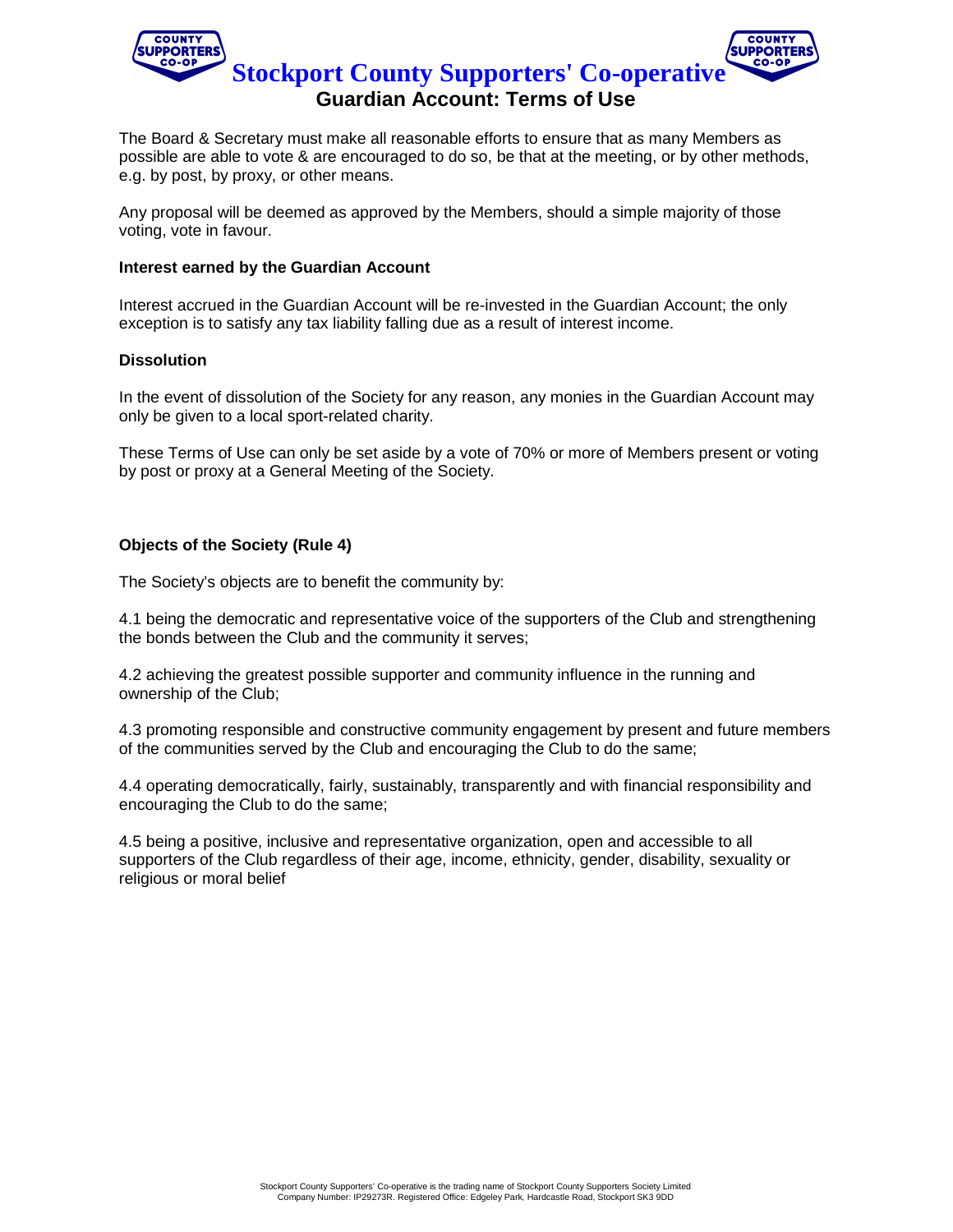The Board & Secretary must make all reasonable efforts to ensure that as many Members as possible are able to vote & are encouraged to do so, be that at the meeting, or by other methods, e.g. by post, by proxy, or other means.

Any proposal will be deemed as approved by the Members, should a simple majority of those voting, vote in favour.

**Interest earned by the Guardian Account**

Interest accrued in the Guardian Account will be re-invested in the Guardian Account; the only exception is to satisfy any tax liability falling due as a result of interest income.

**Dissolution**

In the event of dissolution of the Society for any reason, any monies in the Guardian Account may only be given to a local sport-related charity.

These Terms of Use can only be set aside by a vote of 70% or more of Members present or voting by post or proxy at a General Meeting of the Society.

**Objects of the Society (Rule 4)**

The Society's objects are to benefit the community by:

4.1 being the democratic and representative voice of the supporters of the Club and strengthening the bonds between the Club and the community it serves;

4.2 achieving the greatest possible supporter and community influence in the running and ownership of the Club;

4.3 promoting responsible and constructive community engagement by present and future members of the communities served by the Club and encouraging the Club to do the same;

4.4 operating democratically, fairly, sustainably, transparently and with financial responsibility and encouraging the Club to do the same;

4.5 being a positive, inclusive and representative organization, open and accessible to all supporters of the Club regardless of their age, income, ethnicity, gender, disability, sexuality or religious or moral belief